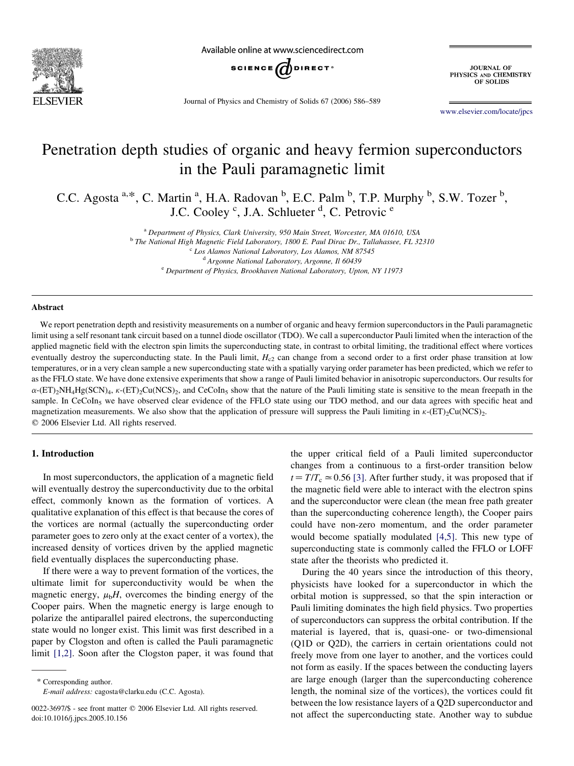# Penetration depth studies of organic and heavy fermion superconductors in the Pauli paramagnetic limit

C.C. Agosta [a,*], C. Martin [a], H.A. Radovan [b], E.C. Palm [b], T.P. Murphy [b], S.W. Tozer [b], J.C. Cooley [c], J.A. Schlueter [d], C. Petrovic [e]

[a] *Department of Physics, Clark University, 950 Main Street, Worcester, MA 01610, USA*
[b] *The National High Magnetic Field Laboratory, 1800 E. Paul Dirac Dr., Tallahassee, FL 32310*
[c] *Los Alamos National Laboratory, Los Alamos, NM 87545*
[d] *Argonne National Laboratory, Argonne, Il 60439*
[e] *Department of Physics, Brookhaven National Laboratory, Upton, NY 11973*

## Abstract

We report penetration depth and resistivity measurements on a number of organic and heavy fermion superconductors in the Pauli paramagnetic limit using a self resonant tank circuit based on a tunnel diode oscillator (TDO). We call a superconductor Pauli limited when the interaction of the applied magnetic field with the electron spins limits the superconducting state, in contrast to orbital limiting, the traditional effect where vortices eventually destroy the superconducting state. In the Pauli limit, $H_{c2}$ can change from a second order to a first order phase transition at low temperatures, or in a very clean sample a new superconducting state with a spatially varying order parameter has been predicted, which we refer to as the FFLO state. We have done extensive experiments that show a range of Pauli limited behavior in anisotropic superconductors. Our results for $\alpha$-$(ET)_2NH_4Hg(SCN)_4$, $\kappa$-$(ET)_2Cu(NCS)_2$, and $CeCoIn_5$ show that the nature of the Pauli limiting state is sensitive to the mean freepath in the sample. In $CeCoIn_5$ we have observed clear evidence of the FFLO state using our TDO method, and our data agrees with specific heat and magnetization measurements. We also show that the application of pressure will suppress the Pauli limiting in $\kappa$-$(ET)_2Cu(NCS)_2$.
© 2006 Elsevier Ltd. All rights reserved.

## 1. Introduction

In most superconductors, the application of a magnetic field will eventually destroy the superconductivity due to the orbital effect, commonly known as the formation of vortices. A qualitative explanation of this effect is that because the cores of the vortices are normal (actually the superconducting order parameter goes to zero only at the exact center of a vortex), the increased density of vortices driven by the applied magnetic field eventually displaces the superconducting phase.

If there were a way to prevent formation of the vortices, the ultimate limit for superconductivity would be when the magnetic energy, $\mu_b H$, overcomes the binding energy of the Cooper pairs. When the magnetic energy is large enough to polarize the antiparallel paired electrons, the superconducting state would no longer exist. This limit was first described in a paper by Clogston and often is called the Pauli paramagnetic limit [1,2]. Soon after the Clogston paper, it was found that the upper critical field of a Pauli limited superconductor changes from a continuous to a first-order transition below $t = T/T_c \simeq 0.56$ [3]. After further study, it was proposed that if the magnetic field were able to interact with the electron spins and the superconductor were clean (the mean free path greater than the superconducting coherence length), the Cooper pairs could have non-zero momentum, and the order parameter would become spatially modulated [4,5]. This new type of superconducting state is commonly called the FFLO or LOFF state after the theorists who predicted it.

During the 40 years since the introduction of this theory, physicists have looked for a superconductor in which the orbital motion is suppressed, so that the spin interaction or Pauli limiting dominates the high field physics. Two properties of superconductors can suppress the orbital contribution. If the material is layered, that is, quasi-one- or two-dimensional (Q1D or Q2D), the carriers in certain orientations could not freely move from one layer to another, and the vortices could not form as easily. If the spaces between the conducting layers are large enough (larger than the superconducting coherence length, the nominal size of the vortices), the vortices could fit between the low resistance layers of a Q2D superconductor and not affect the superconducting state. Another way to subdue

* Corresponding author.
*E-mail address:* cagosta@clarku.edu (C.C. Agosta).

0022-3697/$ - see front matter © 2006 Elsevier Ltd. All rights reserved.
doi:10.1016/j.jpcs.2005.10.156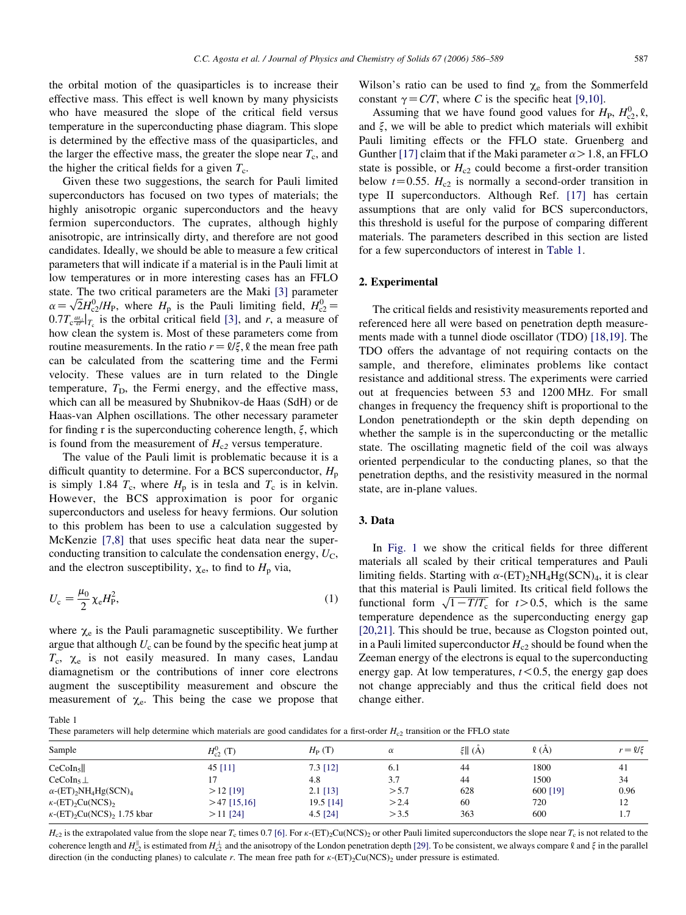the orbital motion of the quasiparticles is to increase their effective mass. This effect is well known by many physicists who have measured the slope of the critical field versus temperature in the superconducting phase diagram. This slope is determined by the effective mass of the quasiparticles, and the larger the effective mass, the greater the slope near $T_c$, and the higher the critical fields for a given $T_c$.

Given these two suggestions, the search for Pauli limited superconductors has focused on two types of materials; the highly anisotropic organic superconductors and the heavy fermion superconductors. The cuprates, although highly anisotropic, are intrinsically dirty, and therefore are not good candidates. Ideally, we should be able to measure a few critical parameters that will indicate if a material is in the Pauli limit at low temperatures or in more interesting cases has an FFLO state. The two critical parameters are the Maki [3] parameter $\alpha = \sqrt{2}H_{c2}^0/H_P$, where $H_p$ is the Pauli limiting field, $H_{c2}^0 = 0.7T_c\frac{dH_{c2}}{dT}\big|_{T_c}$ is the orbital critical field [3], and $r$, a measure of how clean the system is. Most of these parameters come from routine measurements. In the ratio $r = \ell/\xi$, $\ell$ the mean free path can be calculated from the scattering time and the Fermi velocity. These values are in turn related to the Dingle temperature, $T_D$, the Fermi energy, and the effective mass, which can all be measured by Shubnikov-de Haas (SdH) or de Haas-van Alphen oscillations. The other necessary parameter for finding r is the superconducting coherence length, $\xi$, which is found from the measurement of $H_{c2}$ versus temperature.

The value of the Pauli limit is problematic because it is a difficult quantity to determine. For a BCS superconductor, $H_p$ is simply 1.84 $T_c$, where $H_p$ is in tesla and $T_c$ is in kelvin. However, the BCS approximation is poor for organic superconductors and useless for heavy fermions. Our solution to this problem has been to use a calculation suggested by McKenzie [7,8] that uses specific heat data near the superconducting transition to calculate the condensation energy, $U_C$, and the electron susceptibility, $\chi_e$, to find to $H_p$ via,

$$U_c = \frac{\mu_0}{2}\chi_e H_P^2, \tag{1}$$

where $\chi_e$ is the Pauli paramagnetic susceptibility. We further argue that although $U_c$ can be found by the specific heat jump at $T_c$, $\chi_e$ is not easily measured. In many cases, Landau diamagnetism or the contributions of inner core electrons augment the susceptibility measurement and obscure the measurement of $\chi_e$. This being the case we propose that Wilson's ratio can be used to find $\chi_e$ from the Sommerfeld constant $\gamma = C/T$, where $C$ is the specific heat [9,10].

Assuming that we have found good values for $H_P$, $H_{c2}^0$, $\ell$, and $\xi$, we will be able to predict which materials will exhibit Pauli limiting effects or the FFLO state. Gruenberg and Gunther [17] claim that if the Maki parameter $\alpha > 1.8$, an FFLO state is possible, or $H_{c2}$ could become a first-order transition below $t = 0.55$. $H_{c2}$ is normally a second-order transition in type II superconductors. Although Ref. [17] has certain assumptions that are only valid for BCS superconductors, this threshold is useful for the purpose of comparing different materials. The parameters described in this section are listed for a few superconductors of interest in Table 1.

## 2. Experimental

The critical fields and resistivity measurements reported and referenced here all were based on penetration depth measurements made with a tunnel diode oscillator (TDO) [18,19]. The TDO offers the advantage of not requiring contacts on the sample, and therefore, eliminates problems like contact resistance and additional stress. The experiments were carried out at frequencies between 53 and 1200 MHz. For small changes in frequency the frequency shift is proportional to the London penetrationdepth or the skin depth depending on whether the sample is in the superconducting or the metallic state. The oscillating magnetic field of the coil was always oriented perpendicular to the conducting planes, so that the penetration depths, and the resistivity measured in the normal state, are in-plane values.

## 3. Data

In Fig. 1 we show the critical fields for three different materials all scaled by their critical temperatures and Pauli limiting fields. Starting with $\alpha$-$(ET)_2NH_4Hg(SCN)_4$, it is clear that this material is Pauli limited. Its critical field follows the functional form $\sqrt{1-T/T_c}$ for $t > 0.5$, which is the same temperature dependence as the superconducting energy gap [20,21]. This should be true, because as Clogston pointed out, in a Pauli limited superconductor $H_{c2}$ should be found when the Zeeman energy of the electrons is equal to the superconducting energy gap. At low temperatures, $t < 0.5$, the energy gap does not change appreciably and thus the critical field does not change either.

Table 1
These parameters will help determine which materials are good candidates for a first-order $H_{c2}$ transition or the FFLO state

| Sample | $H_{c2}^0$ (T) | $H_P$ (T) | $\alpha$ | $\xi\Vert$ (Å) | $\ell$ (Å) | $r = \ell/\xi$ |
|---|---|---|---|---|---|---|
| $CeCoIn_5\Vert$ | 45 [11] | 7.3 [12] | 6.1 | 44 | 1800 | 41 |
| $CeCoIn_5\perp$ | 17 | 4.8 | 3.7 | 44 | 1500 | 34 |
| $\alpha$-$(ET)_2NH_4Hg(SCN)_4$ | >12 [19] | 2.1 [13] | >5.7 | 628 | 600 [19] | 0.96 |
| $\kappa$-$(ET)_2Cu(NCS)_2$ | >47 [15,16] | 19.5 [14] | >2.4 | 60 | 720 | 12 |
| $\kappa$-$(ET)_2Cu(NCS)_2$ 1.75 kbar | >11 [24] | 4.5 [24] | >3.5 | 363 | 600 | 1.7 |

$H_{c2}$ is the extrapolated value from the slope near $T_c$ times 0.7 [6]. For $\kappa$-$(ET)_2Cu(NCS)_2$ or other Pauli limited superconductors the slope near $T_c$ is not related to the coherence length and $H_{c2}^{\Vert}$ is estimated from $H_{c2}^{\perp}$ and the anisotropy of the London penetration depth [29]. To be consistent, we always compare $\ell$ and $\xi$ in the parallel direction (in the conducting planes) to calculate $r$. The mean free path for $\kappa$-$(ET)_2Cu(NCS)_2$ under pressure is estimated.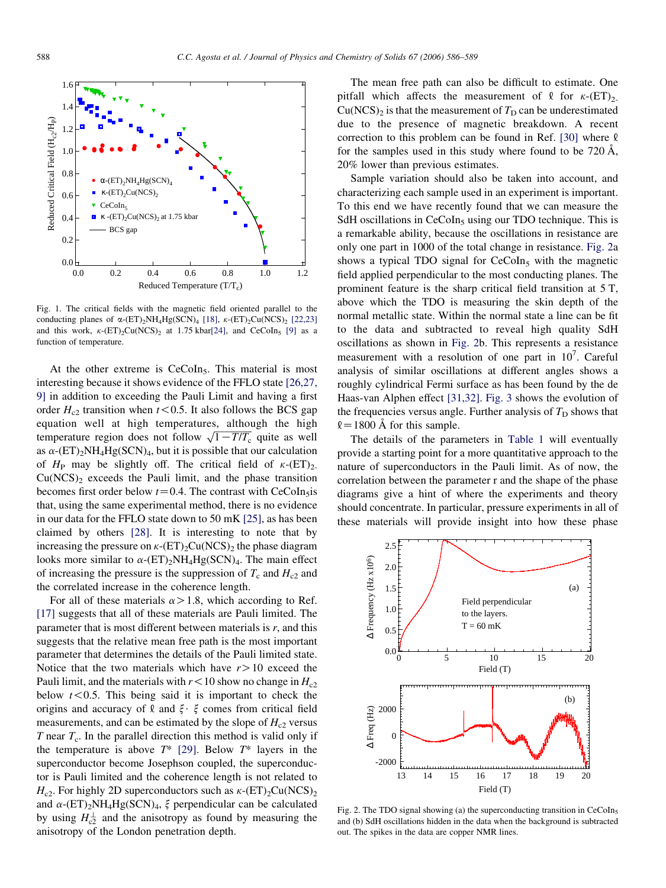Fig. 1. The critical fields with the magnetic field oriented parallel to the conducting planes of α-$(ET)_2NH_4Hg(SCN)_4$ [18], κ-$(ET)_2Cu(NCS)_2$ [22,23] and this work, κ-$(ET)_2Cu(NCS)_2$ at 1.75 kbar[24], and $CeCoIn_5$ [9] as a function of temperature.

At the other extreme is $CeCoIn_5$. This material is most interesting because it shows evidence of the FFLO state [26,27,9] in addition to exceeding the Pauli Limit and having a first order $H_{c2}$ transition when $t<0.5$. It also follows the BCS gap equation well at high temperatures, although the high temperature region does not follow $\sqrt{1-T/T_c}$ quite as well as α-$(ET)_2NH_4Hg(SCN)_4$, but it is possible that our calculation of $H_P$ may be slightly off. The critical field of κ-$(ET)_2Cu(NCS)_2$ exceeds the Pauli limit, and the phase transition becomes first order below $t=0.4$. The contrast with $CeCoIn_5$is that, using the same experimental method, there is no evidence in our data for the FFLO state down to 50 mK [25], as has been claimed by others [28]. It is interesting to note that by increasing the pressure on κ-$(ET)_2Cu(NCS)_2$ the phase diagram looks more similar to α-$(ET)_2NH_4Hg(SCN)_4$. The main effect of increasing the pressure is the suppression of $T_c$ and $H_{c2}$ and the correlated increase in the coherence length.

For all of these materials $\alpha>1.8$, which according to Ref. [17] suggests that all of these materials are Pauli limited. The parameter that is most different between materials is $r$, and this suggests that the relative mean free path is the most important parameter that determines the details of the Pauli limited state. Notice that the two materials which have $r>10$ exceed the Pauli limit, and the materials with $r<10$ show no change in $H_{c2}$ below $t<0.5$. This being said it is important to check the origins and accuracy of $\ell$ and $\xi \cdot \xi$ comes from critical field measurements, and can be estimated by the slope of $H_{c2}$ versus $T$ near $T_c$. In the parallel direction this method is valid only if the temperature is above $T^*$ [29]. Below $T^*$ layers in the superconductor become Josephson coupled, the superconductor is Pauli limited and the coherence length is not related to $H_{c2}$. For highly 2D superconductors such as κ-$(ET)_2Cu(NCS)_2$ and α-$(ET)_2NH_4Hg(SCN)_4$, $\xi$ perpendicular can be calculated by using $H_{c2}^{\perp}$ and the anisotropy as found by measuring the anisotropy of the London penetration depth.

The mean free path can also be difficult to estimate. One pitfall which affects the measurement of $\ell$ for κ-$(ET)_2Cu(NCS)_2$ is that the measurement of $T_D$ can be underestimated due to the presence of magnetic breakdown. A recent correction to this problem can be found in Ref. [30] where $\ell$ for the samples used in this study where found to be 720 Å, 20% lower than previous estimates.

Sample variation should also be taken into account, and characterizing each sample used in an experiment is important. To this end we have recently found that we can measure the SdH oscillations in $CeCoIn_5$ using our TDO technique. This is a remarkable ability, because the oscillations in resistance are only one part in 1000 of the total change in resistance. Fig. 2a shows a typical TDO signal for $CeCoIn_5$ with the magnetic field applied perpendicular to the most conducting planes. The prominent feature is the sharp critical field transition at 5 T, above which the TDO is measuring the skin depth of the normal metallic state. Within the normal state a line can be fit to the data and subtracted to reveal high quality SdH oscillations as shown in Fig. 2b. This represents a resistance measurement with a resolution of one part in $10^7$. Careful analysis of similar oscillations at different angles shows a roughly cylindrical Fermi surface as has been found by the de Haas-van Alphen effect [31,32]. Fig. 3 shows the evolution of the frequencies versus angle. Further analysis of $T_D$ shows that $\ell=1800$ Å for this sample.

The details of the parameters in Table 1 will eventually provide a starting point for a more quantitative approach to the nature of superconductors in the Pauli limit. As of now, the correlation between the parameter r and the shape of the phase diagrams give a hint of where the experiments and theory should concentrate. In particular, pressure experiments in all of these materials will provide insight into how these phase

Fig. 2. The TDO signal showing (a) the superconducting transition in $CeCoIn_5$ and (b) SdH oscillations hidden in the data when the background is subtracted out. The spikes in the data are copper NMR lines.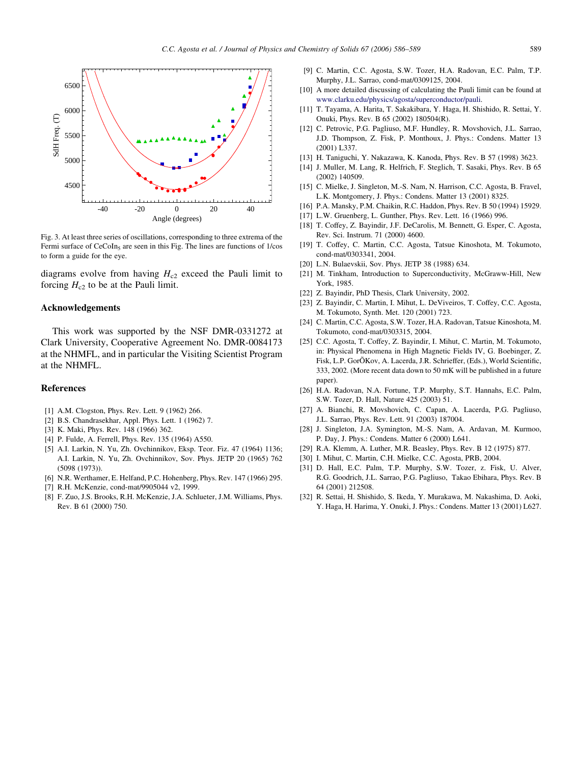6500

6000

5500

5000

4500

SdH Freq. (T)

-40 -20 0 20 40

Angle (degrees)

Fig. 3. At least three series of oscillations, corresponding to three extrema of the Fermi surface of $CeCoIn_5$ are seen in this Fig. The lines are functions of 1/cos to form a guide for the eye.

diagrams evolve from having $H_{c2}$ exceed the Pauli limit to forcing $H_{c2}$ to be at the Pauli limit.

## Acknowledgements

This work was supported by the NSF DMR-0331272 at Clark University, Cooperative Agreement No. DMR-0084173 at the NHMFL, and in particular the Visiting Scientist Program at the NHMFL.

## References

[1] A.M. Clogston, Phys. Rev. Lett. 9 (1962) 266.
[2] B.S. Chandrasekhar, Appl. Phys. Lett. 1 (1962) 7.
[3] K. Maki, Phys. Rev. 148 (1966) 362.
[4] P. Fulde, A. Ferrell, Phys. Rev. 135 (1964) A550.
[5] A.I. Larkin, N. Yu, Zh. Ovchinnikov, Eksp. Teor. Fiz. 47 (1964) 1136; A.I. Larkin, N. Yu, Zh. Ovchinnikov, Sov. Phys. JETP 20 (1965) 762 (5098 (1973)).
[6] N.R. Werthamer, E. Helfand, P.C. Hohenberg, Phys. Rev. 147 (1966) 295.
[7] R.H. McKenzie, cond-mat/9905044 v2, 1999.
[8] F. Zuo, J.S. Brooks, R.H. McKenzie, J.A. Schlueter, J.M. Williams, Phys. Rev. B 61 (2000) 750.
[9] C. Martin, C.C. Agosta, S.W. Tozer, H.A. Radovan, E.C. Palm, T.P. Murphy, J.L. Sarrao, cond-mat/0309125, 2004.
[10] A more detailed discussing of calculating the Pauli limit can be found at www.clarku.edu/physics/agosta/superconductor/pauli.
[11] T. Tayama, A. Harita, T. Sakakibara, Y. Haga, H. Shishido, R. Settai, Y. Onuki, Phys. Rev. B 65 (2002) 180504(R).
[12] C. Petrovic, P.G. Pagliuso, M.F. Hundley, R. Movshovich, J.L. Sarrao, J.D. Thompson, Z. Fisk, P. Monthoux, J. Phys.: Condens. Matter 13 (2001) L337.
[13] H. Taniguchi, Y. Nakazawa, K. Kanoda, Phys. Rev. B 57 (1998) 3623.
[14] J. Muller, M. Lang, R. Helfrich, F. Steglich, T. Sasaki, Phys. Rev. B 65 (2002) 140509.
[15] C. Mielke, J. Singleton, M.-S. Nam, N. Harrison, C.C. Agosta, B. Fravel, L.K. Montgomery, J. Phys.: Condens. Matter 13 (2001) 8325.
[16] P.A. Mansky, P.M. Chaikin, R.C. Haddon, Phys. Rev. B 50 (1994) 15929.
[17] L.W. Gruenberg, L. Gunther, Phys. Rev. Lett. 16 (1966) 996.
[18] T. Coffey, Z. Bayindir, J.F. DeCarolis, M. Bennett, G. Esper, C. Agosta, Rev. Sci. Instrum. 71 (2000) 4600.
[19] T. Coffey, C. Martin, C.C. Agosta, Tatsue Kinoshota, M. Tokumoto, cond-mat/0303341, 2004.
[20] L.N. Bulaevskii, Sov. Phys. JETP 38 (1988) 634.
[21] M. Tinkham, Introduction to Superconductivity, McGraww-Hill, New York, 1985.
[22] Z. Bayindir, PhD Thesis, Clark University, 2002.
[23] Z. Bayindir, C. Martin, I. Mihut, L. DeViveiros, T. Coffey, C.C. Agosta, M. Tokumoto, Synth. Met. 120 (2001) 723.
[24] C. Martin, C.C. Agosta, S.W. Tozer, H.A. Radovan, Tatsue Kinoshota, M. Tokumoto, cond-mat/0303315, 2004.
[25] C.C. Agosta, T. Coffey, Z. Bayindir, I. Mihut, C. Martin, M. Tokumoto, in: Physical Phenomena in High Magnetic Fields IV, G. Boebinger, Z. Fisk, L.P. GorÕKov, A. Lacerda, J.R. Schrieffer, (Eds.), World Scientific, 333, 2002. (More recent data down to 50 mK will be published in a future paper).
[26] H.A. Radovan, N.A. Fortune, T.P. Murphy, S.T. Hannahs, E.C. Palm, S.W. Tozer, D. Hall, Nature 425 (2003) 51.
[27] A. Bianchi, R. Movshovich, C. Capan, A. Lacerda, P.G. Pagliuso, J.L. Sarrao, Phys. Rev. Lett. 91 (2003) 187004.
[28] J. Singleton, J.A. Symington, M.-S. Nam, A. Ardavan, M. Kurmoo, P. Day, J. Phys.: Condens. Matter 6 (2000) L641.
[29] R.A. Klemm, A. Luther, M.R. Beasley, Phys. Rev. B 12 (1975) 877.
[30] I. Mihut, C. Martin, C.H. Mielke, C.C. Agosta, PRB, 2004.
[31] D. Hall, E.C. Palm, T.P. Murphy, S.W. Tozer, z. Fisk, U. Alver, R.G. Goodrich, J.L. Sarrao, P.G. Pagliuso, Takao Ebihara, Phys. Rev. B 64 (2001) 212508.
[32] R. Settai, H. Shishido, S. Ikeda, Y. Murakawa, M. Nakashima, D. Aoki, Y. Haga, H. Harima, Y. Onuki, J. Phys.: Condens. Matter 13 (2001) L627.